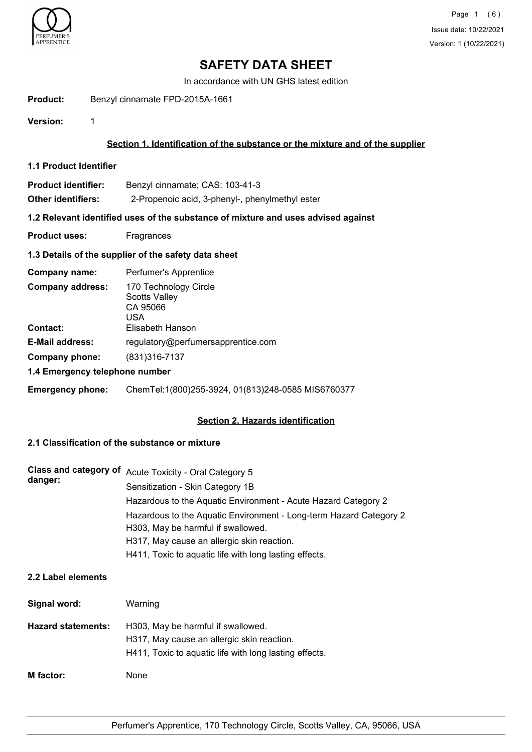# SAFETY DATA SHEET

In accordance with UN GHS latest edition

**Product:** Benzyl cinnamate FPD-2015A-1661

**Version:** 1

## Section 1. Identification of the substance or the mixture and of the supplier

### 1.1 Product Identifier

**Product identifier:** Benzyl cinnamate; CAS: 103-41-3

**Other identifiers:** 2-Propenoic acid, 3-phenyl-, phenylmethyl ester

### 1.2 Relevant identified uses of the substance of mixture and uses advised against

**Product uses:** Fragrances

### 1.3 Details of the supplier of the safety data sheet

**Company name:** Perfumer's Apprentice

**Company address:** 170 Technology Circle
Scotts Valley
CA 95066
USA

**Contact:** Elisabeth Hanson

**E-Mail address:** regulatory@perfumersapprentice.com

**Company phone:** (831)316-7137

### 1.4 Emergency telephone number

**Emergency phone:** ChemTel:1(800)255-3924, 01(813)248-0585 MIS6760377

## Section 2. Hazards identification

### 2.1 Classification of the substance or mixture

**Class and category of danger:**
Acute Toxicity - Oral Category 5
Sensitization - Skin Category 1B
Hazardous to the Aquatic Environment - Acute Hazard Category 2
Hazardous to the Aquatic Environment - Long-term Hazard Category 2
H303, May be harmful if swallowed.
H317, May cause an allergic skin reaction.
H411, Toxic to aquatic life with long lasting effects.

### 2.2 Label elements

**Signal word:** Warning

**Hazard statements:**
H303, May be harmful if swallowed.
H317, May cause an allergic skin reaction.
H411, Toxic to aquatic life with long lasting effects.

**M factor:** None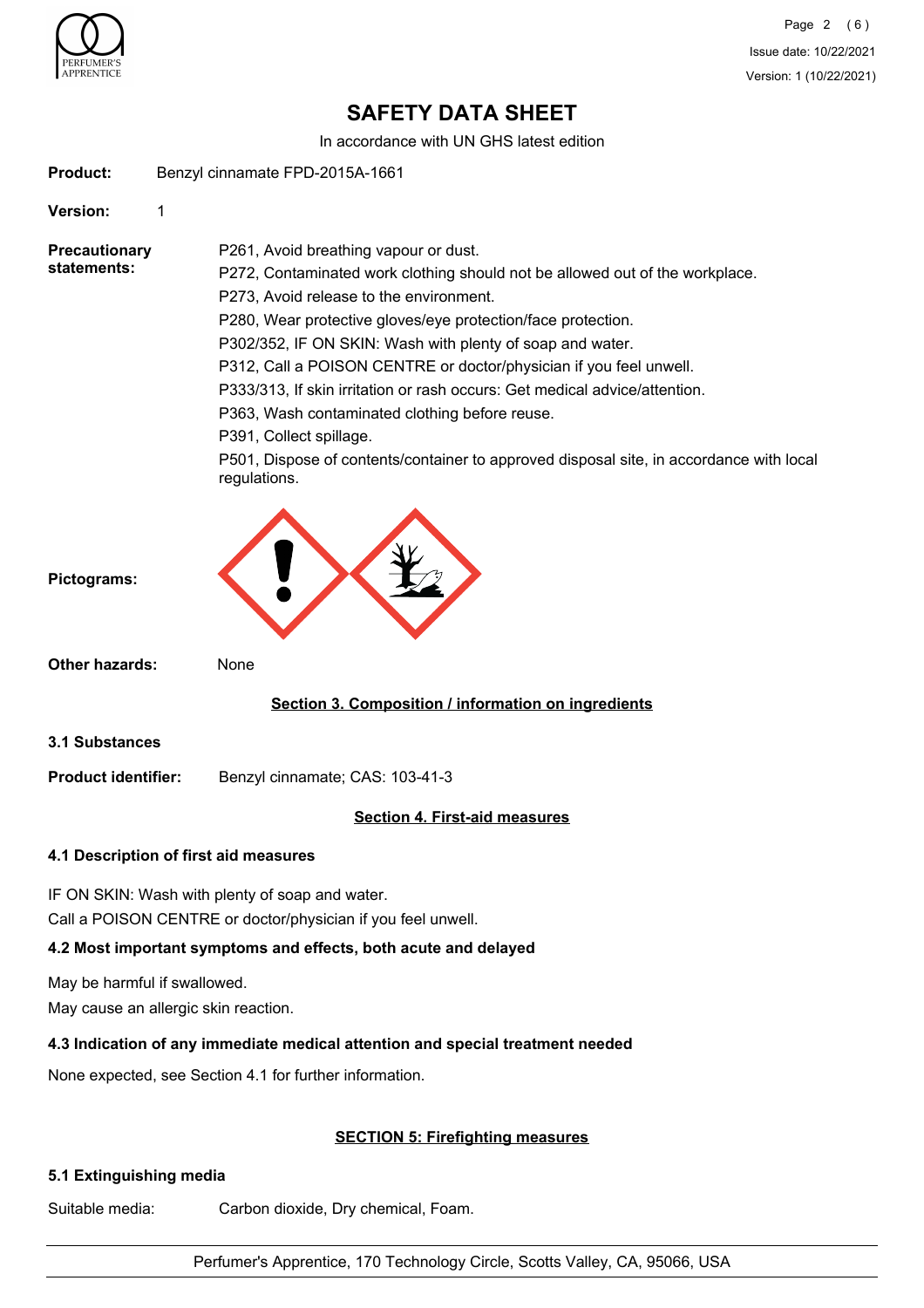# SAFETY DATA SHEET

In accordance with UN GHS latest edition

**Product:** Benzyl cinnamate FPD-2015A-1661

**Version:** 1

**Precautionary statements:**

P261, Avoid breathing vapour or dust.
P272, Contaminated work clothing should not be allowed out of the workplace.
P273, Avoid release to the environment.
P280, Wear protective gloves/eye protection/face protection.
P302/352, IF ON SKIN: Wash with plenty of soap and water.
P312, Call a POISON CENTRE or doctor/physician if you feel unwell.
P333/313, If skin irritation or rash occurs: Get medical advice/attention.
P363, Wash contaminated clothing before reuse.
P391, Collect spillage.
P501, Dispose of contents/container to approved disposal site, in accordance with local regulations.

**Pictograms:**

**Other hazards:** None

## Section 3. Composition / information on ingredients

### 3.1 Substances

**Product identifier:** Benzyl cinnamate; CAS: 103-41-3

## Section 4. First-aid measures

### 4.1 Description of first aid measures

IF ON SKIN: Wash with plenty of soap and water.
Call a POISON CENTRE or doctor/physician if you feel unwell.

### 4.2 Most important symptoms and effects, both acute and delayed

May be harmful if swallowed.
May cause an allergic skin reaction.

### 4.3 Indication of any immediate medical attention and special treatment needed

None expected, see Section 4.1 for further information.

## SECTION 5: Firefighting measures

### 5.1 Extinguishing media

Suitable media: Carbon dioxide, Dry chemical, Foam.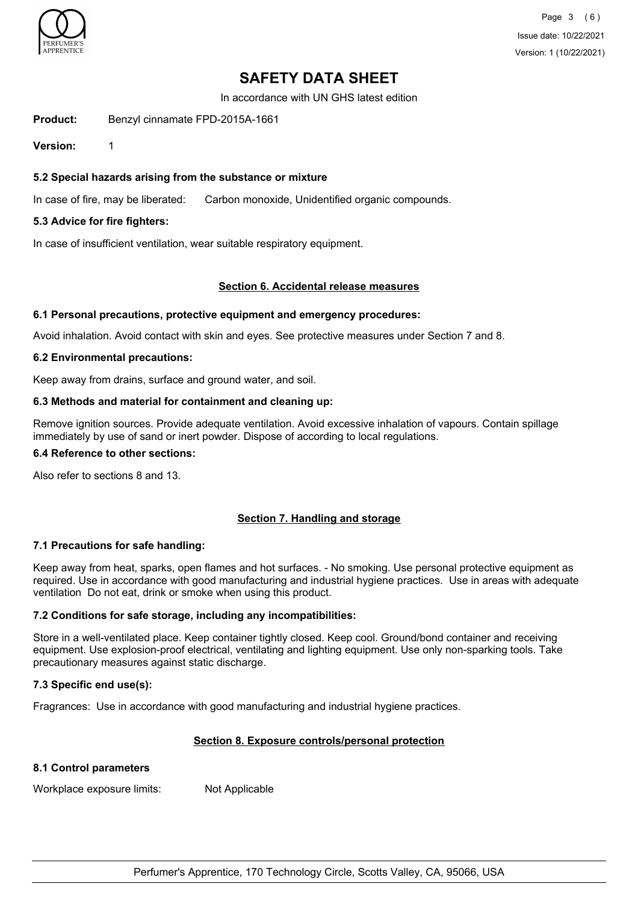**Product:** Benzyl cinnamate FPD-2015A-1661

**Version:** 1

### 5.2 Special hazards arising from the substance or mixture

In case of fire, may be liberated: Carbon monoxide, Unidentified organic compounds.

### 5.3 Advice for fire fighters:

In case of insufficient ventilation, wear suitable respiratory equipment.

## Section 6. Accidental release measures

### 6.1 Personal precautions, protective equipment and emergency procedures:

Avoid inhalation. Avoid contact with skin and eyes. See protective measures under Section 7 and 8.

### 6.2 Environmental precautions:

Keep away from drains, surface and ground water, and soil.

### 6.3 Methods and material for containment and cleaning up:

Remove ignition sources. Provide adequate ventilation. Avoid excessive inhalation of vapours. Contain spillage immediately by use of sand or inert powder. Dispose of according to local regulations.

### 6.4 Reference to other sections:

Also refer to sections 8 and 13.

## Section 7. Handling and storage

### 7.1 Precautions for safe handling:

Keep away from heat, sparks, open flames and hot surfaces. - No smoking. Use personal protective equipment as required. Use in accordance with good manufacturing and industrial hygiene practices. Use in areas with adequate ventilation Do not eat, drink or smoke when using this product.

### 7.2 Conditions for safe storage, including any incompatibilities:

Store in a well-ventilated place. Keep container tightly closed. Keep cool. Ground/bond container and receiving equipment. Use explosion-proof electrical, ventilating and lighting equipment. Use only non-sparking tools. Take precautionary measures against static discharge.

### 7.3 Specific end use(s):

Fragrances: Use in accordance with good manufacturing and industrial hygiene practices.

## Section 8. Exposure controls/personal protection

### 8.1 Control parameters

Workplace exposure limits: Not Applicable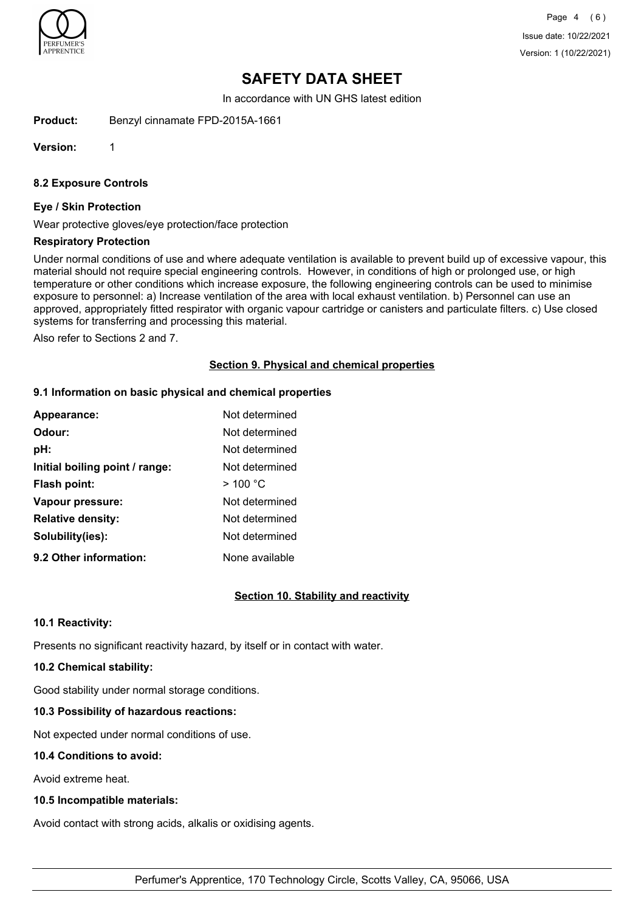# SAFETY DATA SHEET

In accordance with UN GHS latest edition

**Product:** Benzyl cinnamate FPD-2015A-1661

**Version:** 1

### 8.2 Exposure Controls

#### Eye / Skin Protection

Wear protective gloves/eye protection/face protection

#### Respiratory Protection

Under normal conditions of use and where adequate ventilation is available to prevent build up of excessive vapour, this material should not require special engineering controls. However, in conditions of high or prolonged use, or high temperature or other conditions which increase exposure, the following engineering controls can be used to minimise exposure to personnel: a) Increase ventilation of the area with local exhaust ventilation. b) Personnel can use an approved, appropriately fitted respirator with organic vapour cartridge or canisters and particulate filters. c) Use closed systems for transferring and processing this material.

Also refer to Sections 2 and 7.

## Section 9. Physical and chemical properties

### 9.1 Information on basic physical and chemical properties

| | |
|---|---|
| **Appearance:** | Not determined |
| **Odour:** | Not determined |
| **pH:** | Not determined |
| **Initial boiling point / range:** | Not determined |
| **Flash point:** | > 100 °C |
| **Vapour pressure:** | Not determined |
| **Relative density:** | Not determined |
| **Solubility(ies):** | Not determined |
| **9.2 Other information:** | None available |

## Section 10. Stability and reactivity

### 10.1 Reactivity:

Presents no significant reactivity hazard, by itself or in contact with water.

### 10.2 Chemical stability:

Good stability under normal storage conditions.

### 10.3 Possibility of hazardous reactions:

Not expected under normal conditions of use.

### 10.4 Conditions to avoid:

Avoid extreme heat.

### 10.5 Incompatible materials:

Avoid contact with strong acids, alkalis or oxidising agents.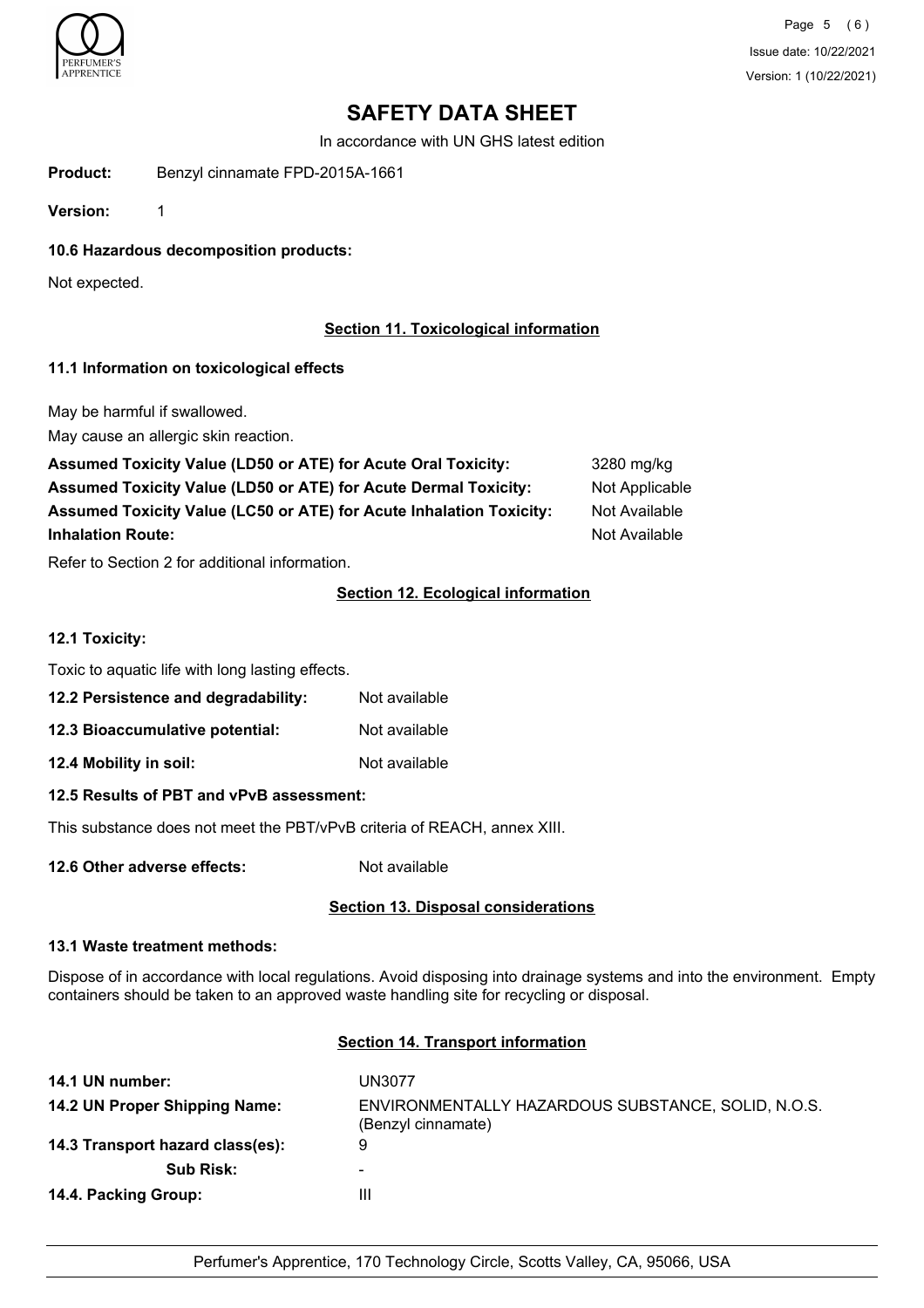# SAFETY DATA SHEET

In accordance with UN GHS latest edition

**Product:** Benzyl cinnamate FPD-2015A-1661

**Version:** 1

### 10.6 Hazardous decomposition products:

Not expected.

## Section 11. Toxicological information

### 11.1 Information on toxicological effects

May be harmful if swallowed.

May cause an allergic skin reaction.

| | |
|---|---|
| **Assumed Toxicity Value (LD50 or ATE) for Acute Oral Toxicity:** | 3280 mg/kg |
| **Assumed Toxicity Value (LD50 or ATE) for Acute Dermal Toxicity:** | Not Applicable |
| **Assumed Toxicity Value (LC50 or ATE) for Acute Inhalation Toxicity:** | Not Available |
| **Inhalation Route:** | Not Available |

Refer to Section 2 for additional information.

## Section 12. Ecological information

### 12.1 Toxicity:

Toxic to aquatic life with long lasting effects.

**12.2 Persistence and degradability:** Not available

**12.3 Bioaccumulative potential:** Not available

**12.4 Mobility in soil:** Not available

### 12.5 Results of PBT and vPvB assessment:

This substance does not meet the PBT/vPvB criteria of REACH, annex XIII.

**12.6 Other adverse effects:** Not available

## Section 13. Disposal considerations

### 13.1 Waste treatment methods:

Dispose of in accordance with local regulations. Avoid disposing into drainage systems and into the environment. Empty containers should be taken to an approved waste handling site for recycling or disposal.

## Section 14. Transport information

| | |
|---|---|
| **14.1 UN number:** | UN3077 |
| **14.2 UN Proper Shipping Name:** | ENVIRONMENTALLY HAZARDOUS SUBSTANCE, SOLID, N.O.S. (Benzyl cinnamate) |
| **14.3 Transport hazard class(es):** | 9 |
| **Sub Risk:** | - |
| **14.4. Packing Group:** | III |

Perfumer's Apprentice, 170 Technology Circle, Scotts Valley, CA, 95066, USA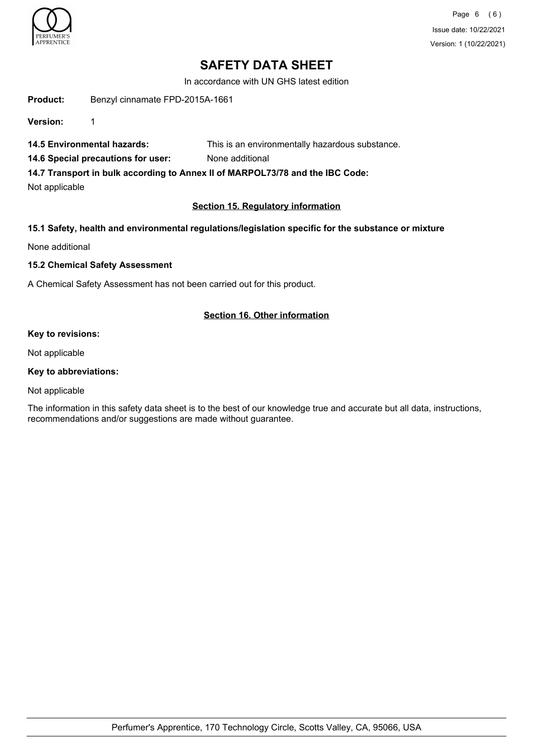# SAFETY DATA SHEET

In accordance with UN GHS latest edition

**Product:** Benzyl cinnamate FPD-2015A-1661

**Version:** 1

**14.5 Environmental hazards:** This is an environmentally hazardous substance.

**14.6 Special precautions for user:** None additional

**14.7 Transport in bulk according to Annex II of MARPOL73/78 and the IBC Code:**

Not applicable

## Section 15. Regulatory information

**15.1 Safety, health and environmental regulations/legislation specific for the substance or mixture**

None additional

**15.2 Chemical Safety Assessment**

A Chemical Safety Assessment has not been carried out for this product.

## Section 16. Other information

**Key to revisions:**

Not applicable

**Key to abbreviations:**

Not applicable

The information in this safety data sheet is to the best of our knowledge true and accurate but all data, instructions, recommendations and/or suggestions are made without guarantee.